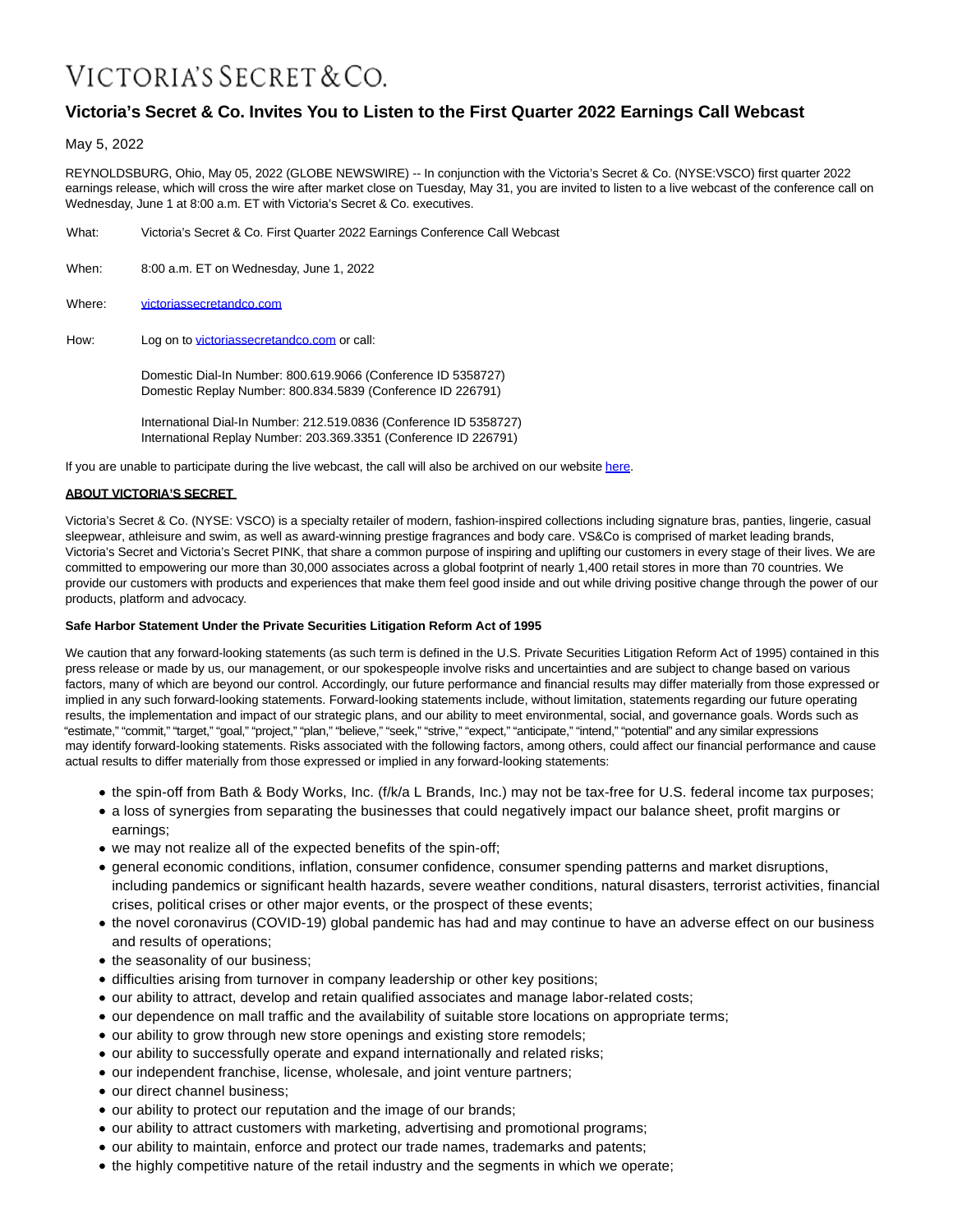VICTORIA'S SECRET & CO.

# Victoria's Secret & Co. Invites You to Listen to the First Quarter 2022 Earnings Call Webcast

May 5, 2022

REYNOLDSBURG, Ohio, May 05, 2022 (GLOBE NEWSWIRE) -- In conjunction with the Victoria's Secret & Co. (NYSE:VSCO) first quarter 2022 earnings release, which will cross the wire after market close on Tuesday, May 31, you are invited to listen to a live webcast of the conference call on Wednesday, June 1 at 8:00 a.m. ET with Victoria's Secret & Co. executives.

What: Victoria's Secret & Co. First Quarter 2022 Earnings Conference Call Webcast

When: 8:00 a.m. ET on Wednesday, June 1, 2022

Where: victoriassecretandco.com

How: Log on to victoriassecretandco.com or call:

Domestic Dial-In Number: 800.619.9066 (Conference ID 5358727)
Domestic Replay Number: 800.834.5839 (Conference ID 226791)

International Dial-In Number: 212.519.0836 (Conference ID 5358727)
International Replay Number: 203.369.3351 (Conference ID 226791)

If you are unable to participate during the live webcast, the call will also be archived on our website here.

**ABOUT VICTORIA'S SECRET**

Victoria's Secret & Co. (NYSE: VSCO) is a specialty retailer of modern, fashion-inspired collections including signature bras, panties, lingerie, casual sleepwear, athleisure and swim, as well as award-winning prestige fragrances and body care. VS&Co is comprised of market leading brands, Victoria's Secret and Victoria's Secret PINK, that share a common purpose of inspiring and uplifting our customers in every stage of their lives. We are committed to empowering our more than 30,000 associates across a global footprint of nearly 1,400 retail stores in more than 70 countries. We provide our customers with products and experiences that make them feel good inside and out while driving positive change through the power of our products, platform and advocacy.

**Safe Harbor Statement Under the Private Securities Litigation Reform Act of 1995**

We caution that any forward-looking statements (as such term is defined in the U.S. Private Securities Litigation Reform Act of 1995) contained in this press release or made by us, our management, or our spokespeople involve risks and uncertainties and are subject to change based on various factors, many of which are beyond our control. Accordingly, our future performance and financial results may differ materially from those expressed or implied in any such forward-looking statements. Forward-looking statements include, without limitation, statements regarding our future operating results, the implementation and impact of our strategic plans, and our ability to meet environmental, social, and governance goals. Words such as "estimate," "commit," "target," "goal," "project," "plan," "believe," "seek," "strive," "expect," "anticipate," "intend," "potential" and any similar expressions may identify forward-looking statements. Risks associated with the following factors, among others, could affect our financial performance and cause actual results to differ materially from those expressed or implied in any forward-looking statements:

- the spin-off from Bath & Body Works, Inc. (f/k/a L Brands, Inc.) may not be tax-free for U.S. federal income tax purposes;
- a loss of synergies from separating the businesses that could negatively impact our balance sheet, profit margins or earnings;
- we may not realize all of the expected benefits of the spin-off;
- general economic conditions, inflation, consumer confidence, consumer spending patterns and market disruptions, including pandemics or significant health hazards, severe weather conditions, natural disasters, terrorist activities, financial crises, political crises or other major events, or the prospect of these events;
- the novel coronavirus (COVID-19) global pandemic has had and may continue to have an adverse effect on our business and results of operations;
- the seasonality of our business;
- difficulties arising from turnover in company leadership or other key positions;
- our ability to attract, develop and retain qualified associates and manage labor-related costs;
- our dependence on mall traffic and the availability of suitable store locations on appropriate terms;
- our ability to grow through new store openings and existing store remodels;
- our ability to successfully operate and expand internationally and related risks;
- our independent franchise, license, wholesale, and joint venture partners;
- our direct channel business;
- our ability to protect our reputation and the image of our brands;
- our ability to attract customers with marketing, advertising and promotional programs;
- our ability to maintain, enforce and protect our trade names, trademarks and patents;
- the highly competitive nature of the retail industry and the segments in which we operate;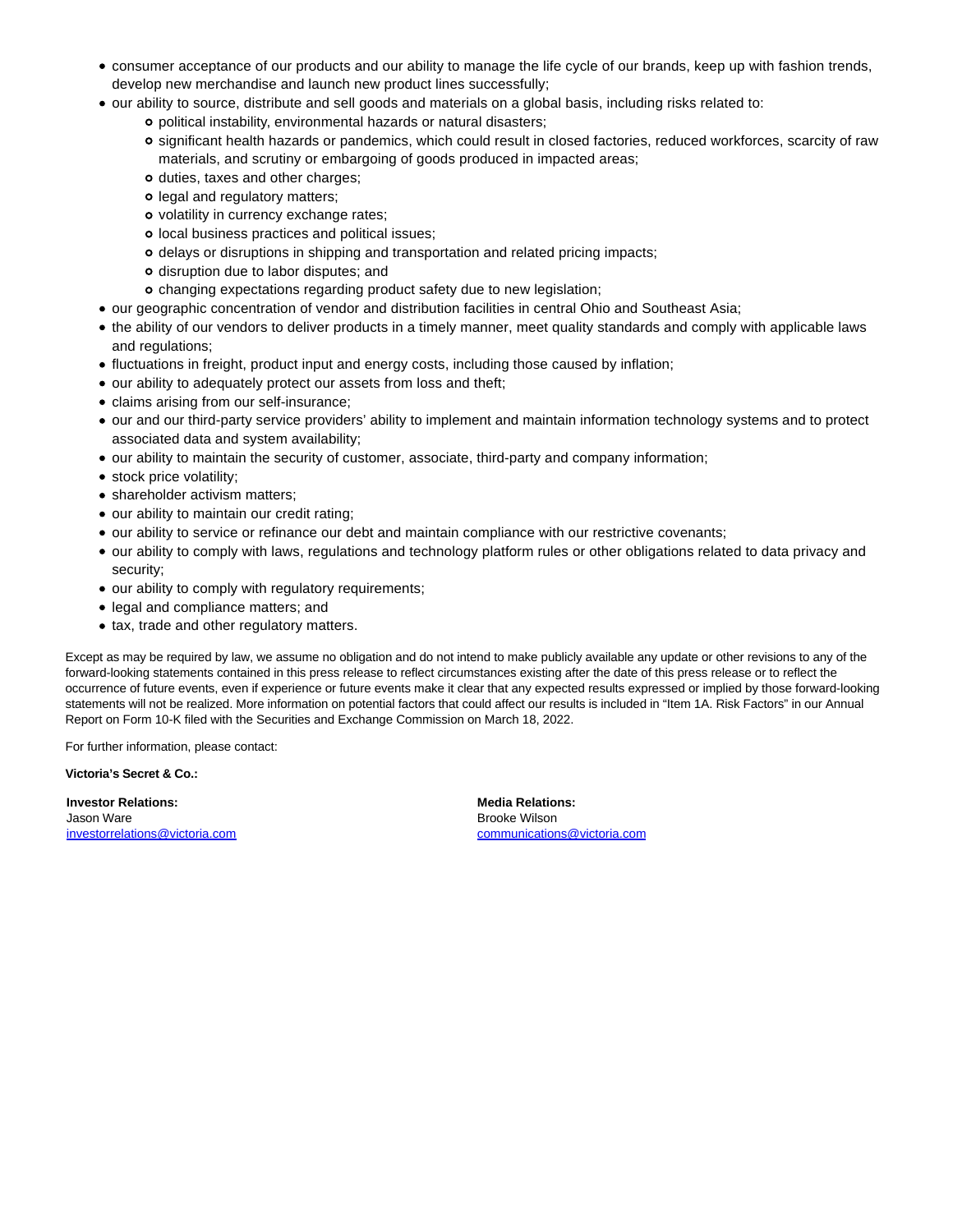- consumer acceptance of our products and our ability to manage the life cycle of our brands, keep up with fashion trends, develop new merchandise and launch new product lines successfully;
- our ability to source, distribute and sell goods and materials on a global basis, including risks related to:
  - political instability, environmental hazards or natural disasters;
  - significant health hazards or pandemics, which could result in closed factories, reduced workforces, scarcity of raw materials, and scrutiny or embargoing of goods produced in impacted areas;
  - duties, taxes and other charges;
  - legal and regulatory matters;
  - volatility in currency exchange rates;
  - local business practices and political issues;
  - delays or disruptions in shipping and transportation and related pricing impacts;
  - disruption due to labor disputes; and
  - changing expectations regarding product safety due to new legislation;
- our geographic concentration of vendor and distribution facilities in central Ohio and Southeast Asia;
- the ability of our vendors to deliver products in a timely manner, meet quality standards and comply with applicable laws and regulations;
- fluctuations in freight, product input and energy costs, including those caused by inflation;
- our ability to adequately protect our assets from loss and theft;
- claims arising from our self-insurance;
- our and our third-party service providers' ability to implement and maintain information technology systems and to protect associated data and system availability;
- our ability to maintain the security of customer, associate, third-party and company information;
- stock price volatility;
- shareholder activism matters;
- our ability to maintain our credit rating;
- our ability to service or refinance our debt and maintain compliance with our restrictive covenants;
- our ability to comply with laws, regulations and technology platform rules or other obligations related to data privacy and security;
- our ability to comply with regulatory requirements;
- legal and compliance matters; and
- tax, trade and other regulatory matters.

Except as may be required by law, we assume no obligation and do not intend to make publicly available any update or other revisions to any of the forward-looking statements contained in this press release to reflect circumstances existing after the date of this press release or to reflect the occurrence of future events, even if experience or future events make it clear that any expected results expressed or implied by those forward-looking statements will not be realized. More information on potential factors that could affect our results is included in "Item 1A. Risk Factors" in our Annual Report on Form 10-K filed with the Securities and Exchange Commission on March 18, 2022.

For further information, please contact:

**Victoria's Secret & Co.:**

**Investor Relations:**
Jason Ware
investorrelations@victoria.com

**Media Relations:**
Brooke Wilson
communications@victoria.com